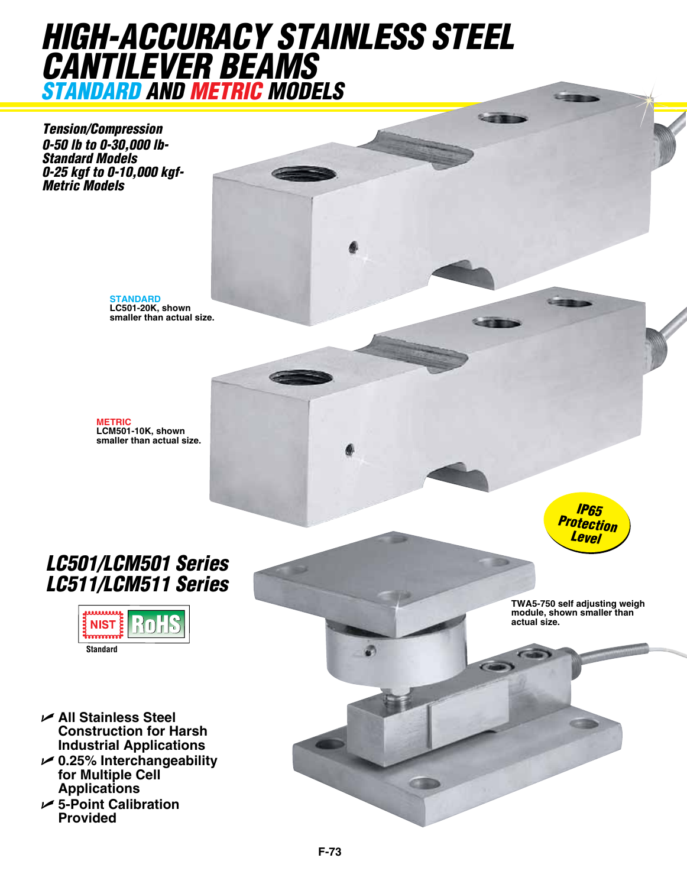# HIGH-ACCURACY STAINLESS STEEL CANTILEVER BEAMS

## STANDARD AND METRIC MODELS

***Tension/Compression***
***0-50 lb to 0-30,000 lb- Standard Models***
***0-25 kgf to 0-10,000 kgf- Metric Models***

**STANDARD**
**LC501-20K, shown smaller than actual size.**

**METRIC**
**LCM501-10K, shown smaller than actual size.**

**IP65 Protection Level**

## LC501/LCM501 Series
## LC511/LCM511 Series

NIST Standard | RoHS

**TWA5-750 self adjusting weigh module, shown smaller than actual size.**

- **All Stainless Steel Construction for Harsh Industrial Applications**
- **0.25% Interchangeability for Multiple Cell Applications**
- **5-Point Calibration Provided**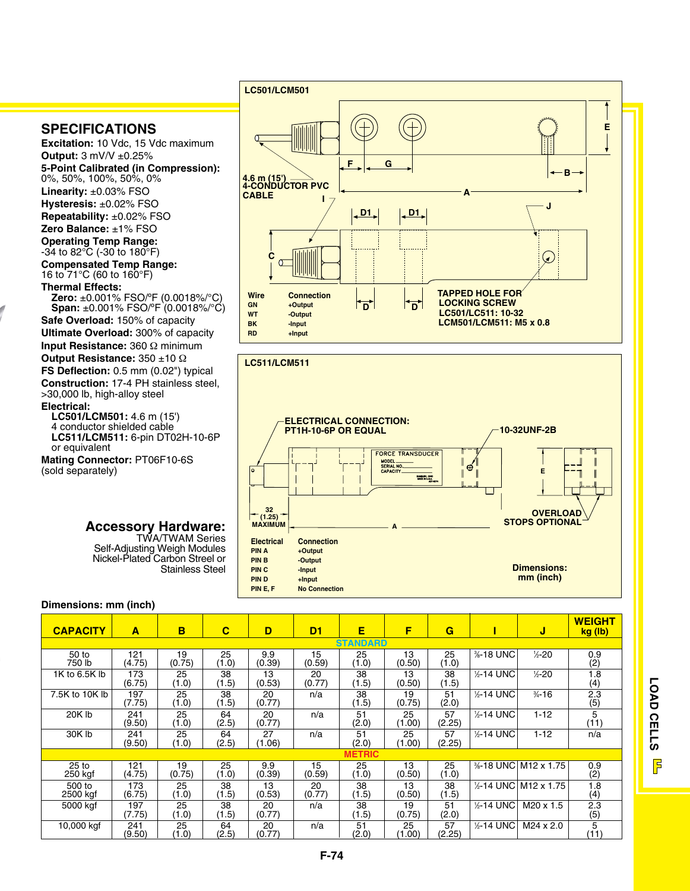## SPECIFICATIONS

**Excitation:** 10 Vdc, 15 Vdc maximum
**Output:** 3 mV/V ±0.25%
**5-Point Calibrated (in Compression):** 0%, 50%, 100%, 50%, 0%
**Linearity:** ±0.03% FSO
**Hysteresis:** ±0.02% FSO
**Repeatability:** ±0.02% FSO
**Zero Balance:** ±1% FSO
**Operating Temp Range:** -34 to 82°C (-30 to 180°F)
**Compensated Temp Range:** 16 to 71°C (60 to 160°F)
**Thermal Effects:**
- **Zero:** ±0.001% FSO/ºF (0.0018%/°C)
- **Span:** ±0.001% FSO/ºF (0.0018%/°C)

**Safe Overload:** 150% of capacity
**Ultimate Overload:** 300% of capacity
**Input Resistance:** 360 Ω minimum
**Output Resistance:** 350 ±10 Ω
**FS Deflection:** 0.5 mm (0.02") typical
**Construction:** 17-4 PH stainless steel, >30,000 lb, high-alloy steel
**Electrical:**
- **LC501/LCM501:** 4.6 m (15') 4 conductor shielded cable
- **LC511/LCM511:** 6-pin DT02H-10-6P or equivalent

**Mating Connector:** PT06F10-6S (sold separately)

## Accessory Hardware:

TWA/TWAM Series
Self-Adjusting Weigh Modules
Nickel-Plated Carbon Streel or Stainless Steel

### LC501/LCM501

4.6 m (15') 4-CONDUCTOR PVC CABLE

TAPPED HOLE FOR LOCKING SCREW
LC501/LC511: 10-32
LCM501/LCM511: M5 x 0.8

| Wire | Connection |
|---|---|
| GN | +Output |
| WT | -Output |
| BK | -Input |
| RD | +Input |

### LC511/LCM511

ELECTRICAL CONNECTION: PT1H-10-6P OR EQUAL

10-32UNF-2B

32 (1.25) MAXIMUM

OVERLOAD STOPS OPTIONAL

| Electrical | Connection |
|---|---|
| PIN A | +Output |
| PIN B | -Output |
| PIN C | -Input |
| PIN D | +Input |
| PIN E, F | No Connection |

Dimensions: mm (inch)

**Dimensions: mm (inch)**

| CAPACITY | A | B | C | D | D1 | E | F | G | I | J | WEIGHT kg (lb) |
|---|---|---|---|---|---|---|---|---|---|---|---|
| **STANDARD** | | | | | | | | | | | |
| 50 to 750 lb | 121 (4.75) | 19 (0.75) | 25 (1.0) | 9.9 (0.39) | 15 (0.59) | 25 (1.0) | 13 (0.50) | 25 (1.0) | ⅜-18 UNC | ½-20 | 0.9 (2) |
| 1K to 6.5K lb | 173 (6.75) | 25 (1.0) | 38 (1.5) | 13 (0.53) | 20 (0.77) | 38 (1.5) | 13 (0.50) | 38 (1.5) | ½-14 UNC | ½-20 | 1.8 (4) |
| 7.5K to 10K lb | 197 (7.75) | 25 (1.0) | 38 (1.5) | 20 (0.77) | n/a | 38 (1.5) | 19 (0.75) | 51 (2.0) | ½-14 UNC | ¾-16 | 2.3 (5) |
| 20K lb | 241 (9.50) | 25 (1.0) | 64 (2.5) | 20 (0.77) | n/a | 51 (2.0) | 25 (1.00) | 57 (2.25) | ½-14 UNC | 1-12 | 5 (11) |
| 30K lb | 241 (9.50) | 25 (1.0) | 64 (2.5) | 27 (1.06) | n/a | 51 (2.0) | 25 (1.00) | 57 (2.25) | ½-14 UNC | 1-12 | n/a |
| **METRIC** | | | | | | | | | | | |
| 25 to 250 kgf | 121 (4.75) | 19 (0.75) | 25 (1.0) | 9.9 (0.39) | 15 (0.59) | 25 (1.0) | 13 (0.50) | 25 (1.0) | ⅜-18 UNC | M12 x 1.75 | 0.9 (2) |
| 500 to 2500 kgf | 173 (6.75) | 25 (1.0) | 38 (1.5) | 13 (0.53) | 20 (0.77) | 38 (1.5) | 13 (0.50) | 38 (1.5) | ½-14 UNC | M12 x 1.75 | 1.8 (4) |
| 5000 kgf | 197 (7.75) | 25 (1.0) | 38 (1.5) | 20 (0.77) | n/a | 38 (1.5) | 19 (0.75) | 51 (2.0) | ½-14 UNC | M20 x 1.5 | 2.3 (5) |
| 10,000 kgf | 241 (9.50) | 25 (1.0) | 64 (2.5) | 20 (0.77) | n/a | 51 (2.0) | 25 (1.00) | 57 (2.25) | ½-14 UNC | M24 x 2.0 | 5 (11) |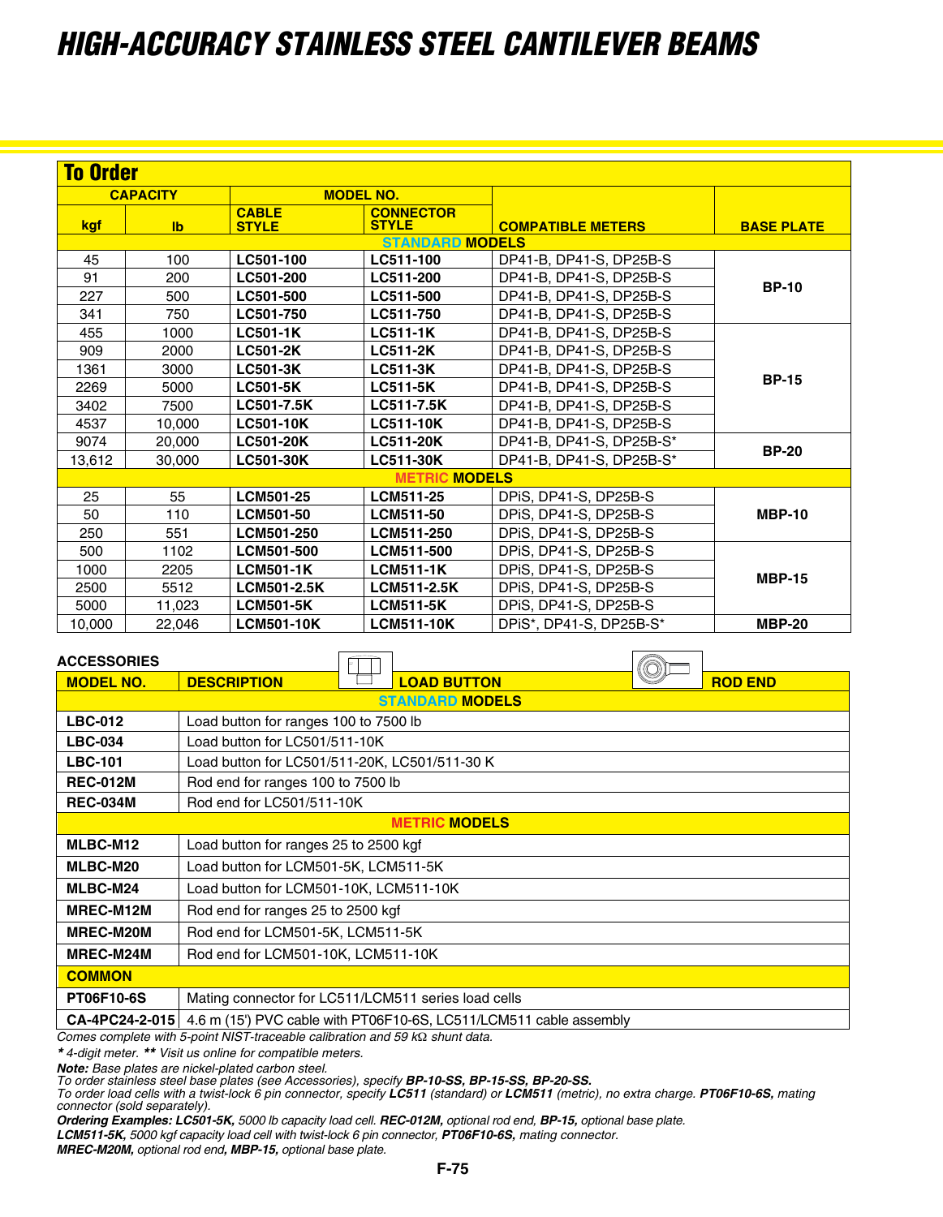# HIGH-ACCURACY STAINLESS STEEL CANTILEVER BEAMS

## To Order

| CAPACITY | | MODEL NO. | | | |
|---|---|---|---|---|---|
| kgf | lb | CABLE STYLE | CONNECTOR STYLE | COMPATIBLE METERS | BASE PLATE |
| | | **STANDARD MODELS** | | | |
| 45 | 100 | **LC501-100** | **LC511-100** | DP41-B, DP41-S, DP25B-S | **BP-10** |
| 91 | 200 | **LC501-200** | **LC511-200** | DP41-B, DP41-S, DP25B-S | |
| 227 | 500 | **LC501-500** | **LC511-500** | DP41-B, DP41-S, DP25B-S | |
| 341 | 750 | **LC501-750** | **LC511-750** | DP41-B, DP41-S, DP25B-S | |
| 455 | 1000 | **LC501-1K** | **LC511-1K** | DP41-B, DP41-S, DP25B-S | **BP-15** |
| 909 | 2000 | **LC501-2K** | **LC511-2K** | DP41-B, DP41-S, DP25B-S | |
| 1361 | 3000 | **LC501-3K** | **LC511-3K** | DP41-B, DP41-S, DP25B-S | |
| 2269 | 5000 | **LC501-5K** | **LC511-5K** | DP41-B, DP41-S, DP25B-S | |
| 3402 | 7500 | **LC501-7.5K** | **LC511-7.5K** | DP41-B, DP41-S, DP25B-S | |
| 4537 | 10,000 | **LC501-10K** | **LC511-10K** | DP41-B, DP41-S, DP25B-S | |
| 9074 | 20,000 | **LC501-20K** | **LC511-20K** | DP41-B, DP41-S, DP25B-S* | **BP-20** |
| 13,612 | 30,000 | **LC501-30K** | **LC511-30K** | DP41-B, DP41-S, DP25B-S* | |
| | | **METRIC MODELS** | | | |
| 25 | 55 | **LCM501-25** | **LCM511-25** | DPiS, DP41-S, DP25B-S | **MBP-10** |
| 50 | 110 | **LCM501-50** | **LCM511-50** | DPiS, DP41-S, DP25B-S | |
| 250 | 551 | **LCM501-250** | **LCM511-250** | DPiS, DP41-S, DP25B-S | |
| 500 | 1102 | **LCM501-500** | **LCM511-500** | DPiS, DP41-S, DP25B-S | **MBP-15** |
| 1000 | 2205 | **LCM501-1K** | **LCM511-1K** | DPiS, DP41-S, DP25B-S | |
| 2500 | 5512 | **LCM501-2.5K** | **LCM511-2.5K** | DPiS, DP41-S, DP25B-S | |
| 5000 | 11,023 | **LCM501-5K** | **LCM511-5K** | DPiS, DP41-S, DP25B-S | |
| 10,000 | 22,046 | **LCM501-10K** | **LCM511-10K** | DPiS*, DP41-S, DP25B-S* | **MBP-20** |

### ACCESSORIES

LOAD BUTTON ROD END

| MODEL NO. | DESCRIPTION |
|---|---|
| **STANDARD MODELS** | |
| **LBC-012** | Load button for ranges 100 to 7500 lb |
| **LBC-034** | Load button for LC501/511-10K |
| **LBC-101** | Load button for LC501/511-20K, LC501/511-30 K |
| **REC-012M** | Rod end for ranges 100 to 7500 lb |
| **REC-034M** | Rod end for LC501/511-10K |
| **METRIC MODELS** | |
| **MLBC-M12** | Load button for ranges 25 to 2500 kgf |
| **MLBC-M20** | Load button for LCM501-5K, LCM511-5K |
| **MLBC-M24** | Load button for LCM501-10K, LCM511-10K |
| **MREC-M12M** | Rod end for ranges 25 to 2500 kgf |
| **MREC-M20M** | Rod end for LCM501-5K, LCM511-5K |
| **MREC-M24M** | Rod end for LCM501-10K, LCM511-10K |
| **COMMON** | |
| **PT06F10-6S** | Mating connector for LC511/LCM511 series load cells |
| **CA-4PC24-2-015** | 4.6 m (15') PVC cable with PT06F10-6S, LC511/LCM511 cable assembly |

*Comes complete with 5-point NIST-traceable calibration and 59 kΩ shunt data.*

*** 4-digit meter. ** Visit us online for compatible meters.***

***Note:** Base plates are nickel-plated carbon steel.*
*To order stainless steel base plates (see Accessories), specify **BP-10-SS, BP-15-SS, BP-20-SS.***
*To order load cells with a twist-lock 6 pin connector, specify **LC511** (standard) or **LCM511** (metric), no extra charge. **PT06F10-6S,** mating connector (sold separately).*
***Ordering Examples: LC501-5K,** 5000 lb capacity load cell. **REC-012M,** optional rod end, **BP-15,** optional base plate.*
***LCM511-5K,** 5000 kgf capacity load cell with twist-lock 6 pin connector, **PT06F10-6S,** mating connector.*
***MREC-M20M,** optional rod end**, MBP-15,** optional base plate.*